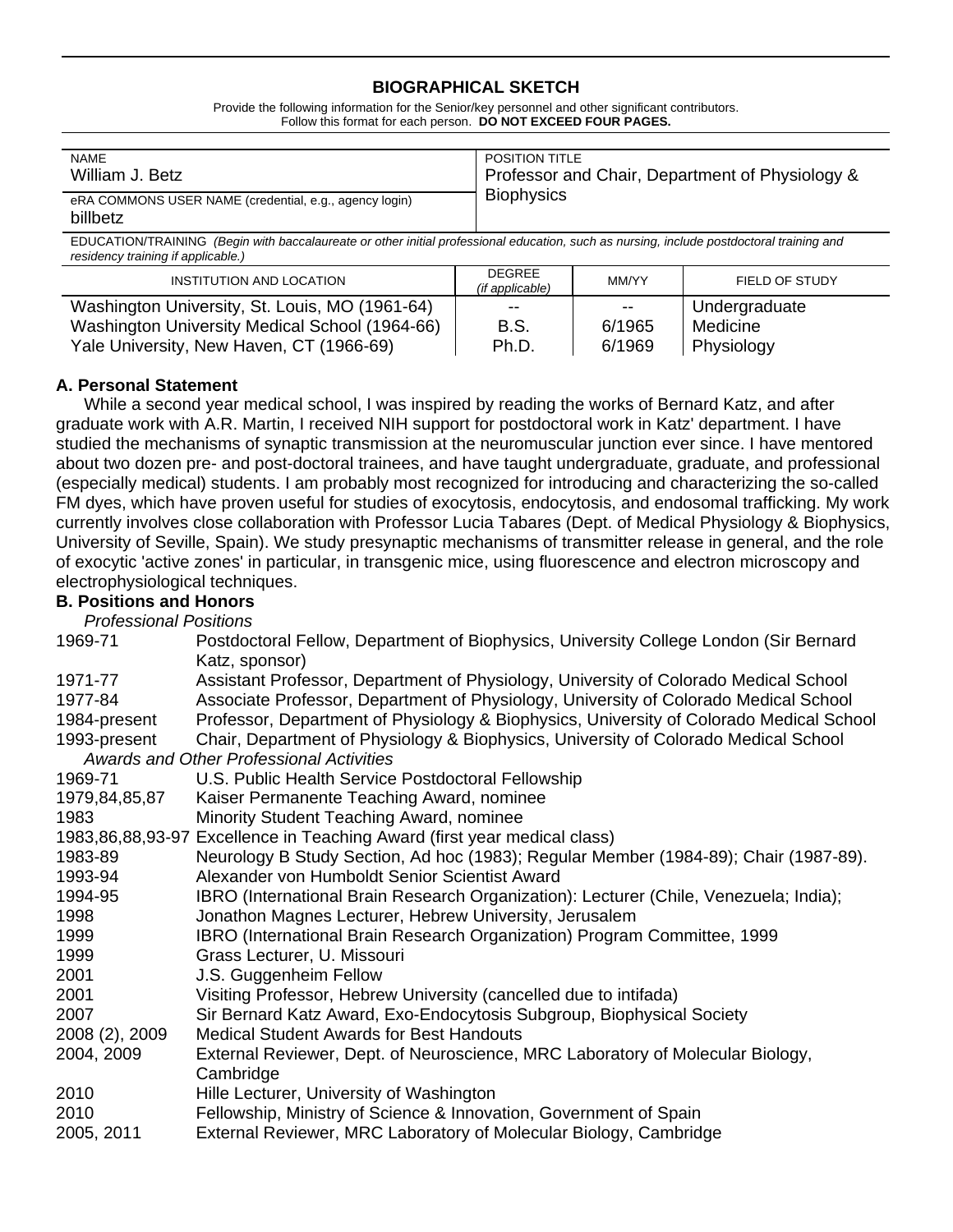# BIOGRAPHICAL SKETCH

Provide the following information for the Senior/key personnel and other significant contributors.
Follow this format for each person. **DO NOT EXCEED FOUR PAGES.**

| NAME | POSITION TITLE |
|---|---|
| William J. Betz | Professor and Chair, Department of Physiology & Biophysics |
| eRA COMMONS USER NAME (credential, e.g., agency login)<br>billbetz | |

EDUCATION/TRAINING *(Begin with baccalaureate or other initial professional education, such as nursing, include postdoctoral training and residency training if applicable.)*

| INSTITUTION AND LOCATION | DEGREE *(if applicable)* | MM/YY | FIELD OF STUDY |
|---|---|---|---|
| Washington University, St. Louis, MO (1961-64) | -- | -- | Undergraduate |
| Washington University Medical School (1964-66) | B.S. | 6/1965 | Medicine |
| Yale University, New Haven, CT (1966-69) | Ph.D. | 6/1969 | Physiology |

### A. Personal Statement

While a second year medical school, I was inspired by reading the works of Bernard Katz, and after graduate work with A.R. Martin, I received NIH support for postdoctoral work in Katz' department. I have studied the mechanisms of synaptic transmission at the neuromuscular junction ever since. I have mentored about two dozen pre- and post-doctoral trainees, and have taught undergraduate, graduate, and professional (especially medical) students. I am probably most recognized for introducing and characterizing the so-called FM dyes, which have proven useful for studies of exocytosis, endocytosis, and endosomal trafficking. My work currently involves close collaboration with Professor Lucia Tabares (Dept. of Medical Physiology & Biophysics, University of Seville, Spain). We study presynaptic mechanisms of transmitter release in general, and the role of exocytic 'active zones' in particular, in transgenic mice, using fluorescence and electron microscopy and electrophysiological techniques.

### B. Positions and Honors

*Professional Positions*

| | |
|---|---|
| 1969-71 | Postdoctoral Fellow, Department of Biophysics, University College London (Sir Bernard Katz, sponsor) |
| 1971-77 | Assistant Professor, Department of Physiology, University of Colorado Medical School |
| 1977-84 | Associate Professor, Department of Physiology, University of Colorado Medical School |
| 1984-present | Professor, Department of Physiology & Biophysics, University of Colorado Medical School |
| 1993-present | Chair, Department of Physiology & Biophysics, University of Colorado Medical School |

*Awards and Other Professional Activities*

| | |
|---|---|
| 1969-71 | U.S. Public Health Service Postdoctoral Fellowship |
| 1979,84,85,87 | Kaiser Permanente Teaching Award, nominee |
| 1983 | Minority Student Teaching Award, nominee |
| 1983,86,88,93-97 | Excellence in Teaching Award (first year medical class) |
| 1983-89 | Neurology B Study Section, Ad hoc (1983); Regular Member (1984-89); Chair (1987-89). |
| 1993-94 | Alexander von Humboldt Senior Scientist Award |
| 1994-95 | IBRO (International Brain Research Organization): Lecturer (Chile, Venezuela; India); |
| 1998 | Jonathon Magnes Lecturer, Hebrew University, Jerusalem |
| 1999 | IBRO (International Brain Research Organization) Program Committee, 1999 |
| 1999 | Grass Lecturer, U. Missouri |
| 2001 | J.S. Guggenheim Fellow |
| 2001 | Visiting Professor, Hebrew University (cancelled due to intifada) |
| 2007 | Sir Bernard Katz Award, Exo-Endocytosis Subgroup, Biophysical Society |
| 2008 (2), 2009 | Medical Student Awards for Best Handouts |
| 2004, 2009 | External Reviewer, Dept. of Neuroscience, MRC Laboratory of Molecular Biology, Cambridge |
| 2010 | Hille Lecturer, University of Washington |
| 2010 | Fellowship, Ministry of Science & Innovation, Government of Spain |
| 2005, 2011 | External Reviewer, MRC Laboratory of Molecular Biology, Cambridge |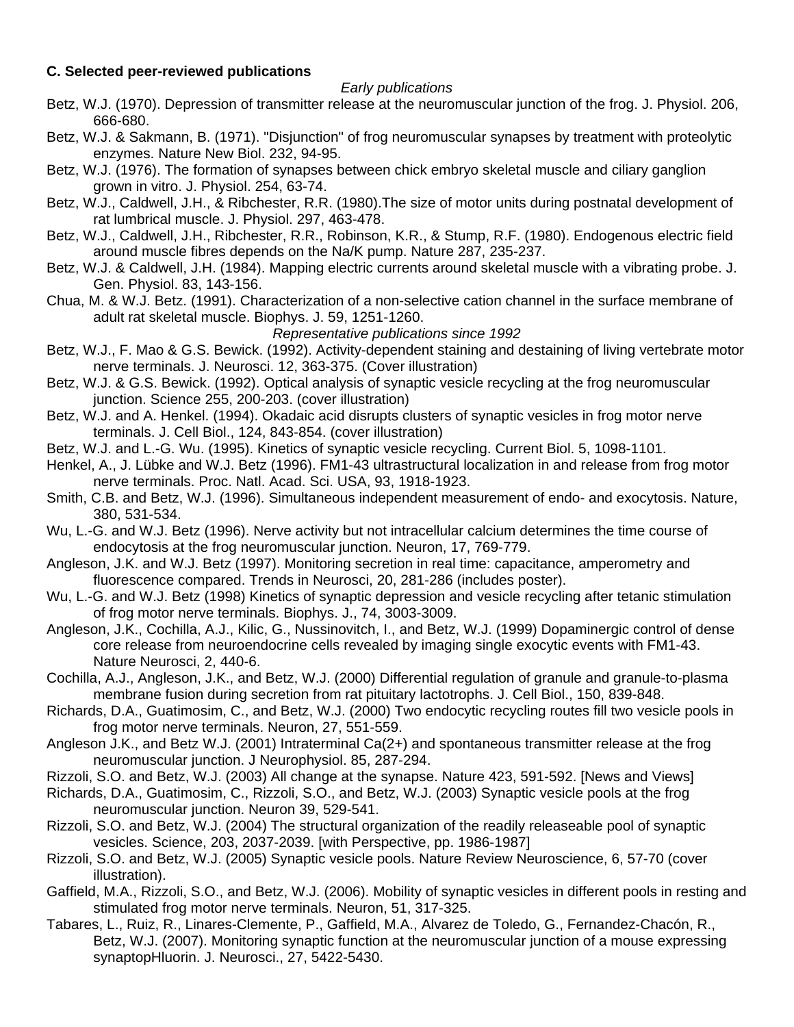**C. Selected peer-reviewed publications**

*Early publications*

Betz, W.J. (1970). Depression of transmitter release at the neuromuscular junction of the frog. J. Physiol. 206, 666-680.

Betz, W.J. & Sakmann, B. (1971). "Disjunction" of frog neuromuscular synapses by treatment with proteolytic enzymes. Nature New Biol. 232, 94-95.

Betz, W.J. (1976). The formation of synapses between chick embryo skeletal muscle and ciliary ganglion grown in vitro. J. Physiol. 254, 63-74.

Betz, W.J., Caldwell, J.H., & Ribchester, R.R. (1980).The size of motor units during postnatal development of rat lumbrical muscle. J. Physiol. 297, 463-478.

Betz, W.J., Caldwell, J.H., Ribchester, R.R., Robinson, K.R., & Stump, R.F. (1980). Endogenous electric field around muscle fibres depends on the Na/K pump. Nature 287, 235-237.

Betz, W.J. & Caldwell, J.H. (1984). Mapping electric currents around skeletal muscle with a vibrating probe. J. Gen. Physiol. 83, 143-156.

Chua, M. & W.J. Betz. (1991). Characterization of a non-selective cation channel in the surface membrane of adult rat skeletal muscle. Biophys. J. 59, 1251-1260.

*Representative publications since 1992*

Betz, W.J., F. Mao & G.S. Bewick. (1992). Activity-dependent staining and destaining of living vertebrate motor nerve terminals. J. Neurosci. 12, 363-375. (Cover illustration)

Betz, W.J. & G.S. Bewick. (1992). Optical analysis of synaptic vesicle recycling at the frog neuromuscular junction. Science 255, 200-203. (cover illustration)

Betz, W.J. and A. Henkel. (1994). Okadaic acid disrupts clusters of synaptic vesicles in frog motor nerve terminals. J. Cell Biol., 124, 843-854. (cover illustration)

Betz, W.J. and L.-G. Wu. (1995). Kinetics of synaptic vesicle recycling. Current Biol. 5, 1098-1101.

Henkel, A., J. Lübke and W.J. Betz (1996). FM1-43 ultrastructural localization in and release from frog motor nerve terminals. Proc. Natl. Acad. Sci. USA, 93, 1918-1923.

Smith, C.B. and Betz, W.J. (1996). Simultaneous independent measurement of endo- and exocytosis. Nature, 380, 531-534.

Wu, L.-G. and W.J. Betz (1996). Nerve activity but not intracellular calcium determines the time course of endocytosis at the frog neuromuscular junction. Neuron, 17, 769-779.

Angleson, J.K. and W.J. Betz (1997). Monitoring secretion in real time: capacitance, amperometry and fluorescence compared. Trends in Neurosci, 20, 281-286 (includes poster).

Wu, L.-G. and W.J. Betz (1998) Kinetics of synaptic depression and vesicle recycling after tetanic stimulation of frog motor nerve terminals. Biophys. J., 74, 3003-3009.

Angleson, J.K., Cochilla, A.J., Kilic, G., Nussinovitch, I., and Betz, W.J. (1999) Dopaminergic control of dense core release from neuroendocrine cells revealed by imaging single exocytic events with FM1-43. Nature Neurosci, 2, 440-6.

Cochilla, A.J., Angleson, J.K., and Betz, W.J. (2000) Differential regulation of granule and granule-to-plasma membrane fusion during secretion from rat pituitary lactotrophs. J. Cell Biol., 150, 839-848.

Richards, D.A., Guatimosim, C., and Betz, W.J. (2000) Two endocytic recycling routes fill two vesicle pools in frog motor nerve terminals. Neuron, 27, 551-559.

Angleson J.K., and Betz W.J. (2001) Intraterminal Ca(2+) and spontaneous transmitter release at the frog neuromuscular junction. J Neurophysiol. 85, 287-294.

Rizzoli, S.O. and Betz, W.J. (2003) All change at the synapse. Nature 423, 591-592. [News and Views]

Richards, D.A., Guatimosim, C., Rizzoli, S.O., and Betz, W.J. (2003) Synaptic vesicle pools at the frog neuromuscular junction. Neuron 39, 529-541.

Rizzoli, S.O. and Betz, W.J. (2004) The structural organization of the readily releaseable pool of synaptic vesicles. Science, 203, 2037-2039. [with Perspective, pp. 1986-1987]

Rizzoli, S.O. and Betz, W.J. (2005) Synaptic vesicle pools. Nature Review Neuroscience, 6, 57-70 (cover illustration).

Gaffield, M.A., Rizzoli, S.O., and Betz, W.J. (2006). Mobility of synaptic vesicles in different pools in resting and stimulated frog motor nerve terminals. Neuron, 51, 317-325.

Tabares, L., Ruiz, R., Linares-Clemente, P., Gaffield, M.A., Alvarez de Toledo, G., Fernandez-Chacón, R., Betz, W.J. (2007). Monitoring synaptic function at the neuromuscular junction of a mouse expressing synaptopHluorin. J. Neurosci., 27, 5422-5430.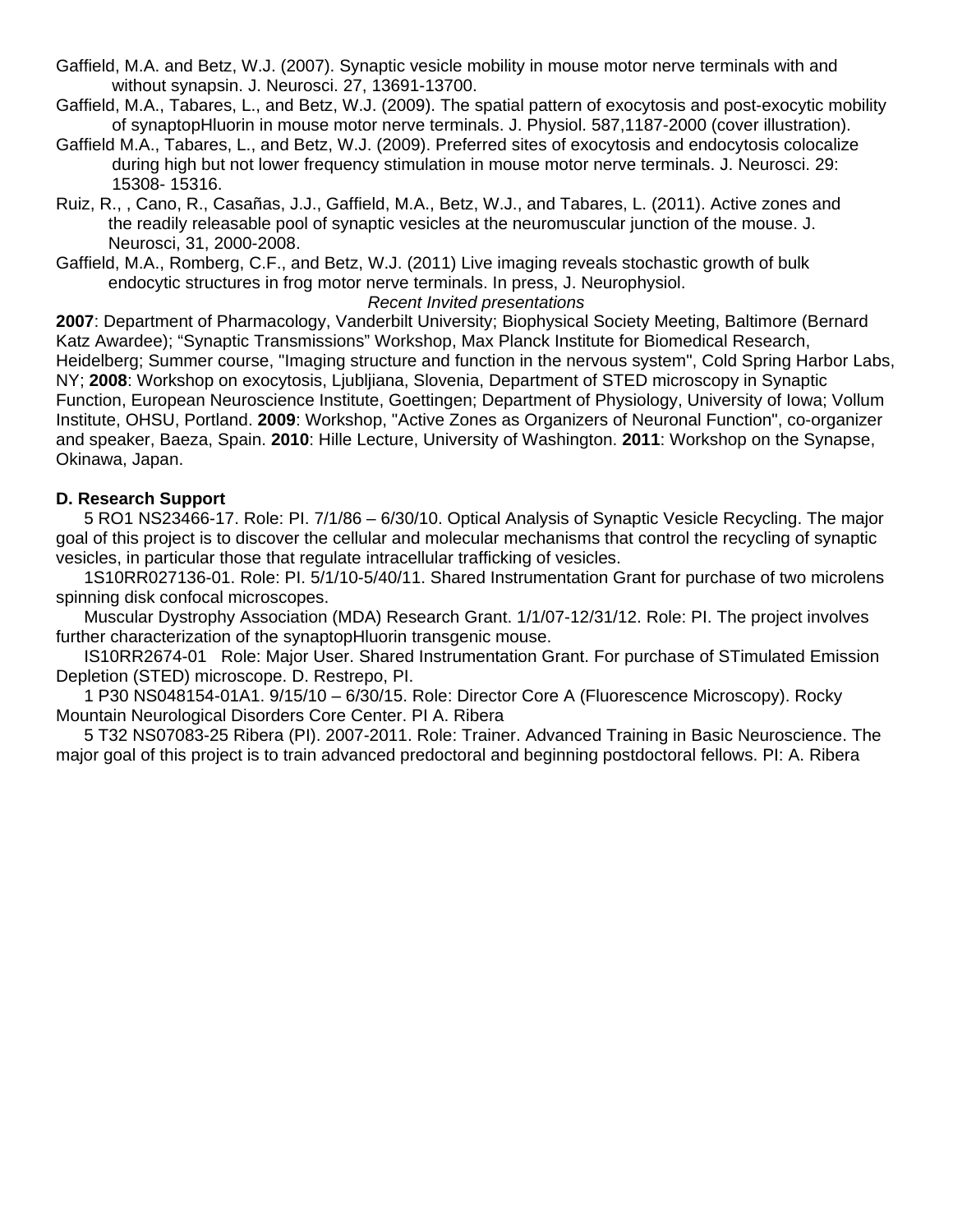Gaffield, M.A. and Betz, W.J. (2007). Synaptic vesicle mobility in mouse motor nerve terminals with and without synapsin. J. Neurosci. 27, 13691-13700.

Gaffield, M.A., Tabares, L., and Betz, W.J. (2009). The spatial pattern of exocytosis and post-exocytic mobility of synaptopHluorin in mouse motor nerve terminals. J. Physiol. 587,1187-2000 (cover illustration).

Gaffield M.A., Tabares, L., and Betz, W.J. (2009). Preferred sites of exocytosis and endocytosis colocalize during high but not lower frequency stimulation in mouse motor nerve terminals. J. Neurosci. 29: 15308- 15316.

Ruiz, R., , Cano, R., Casañas, J.J., Gaffield, M.A., Betz, W.J., and Tabares, L. (2011). Active zones and the readily releasable pool of synaptic vesicles at the neuromuscular junction of the mouse. J. Neurosci, 31, 2000-2008.

Gaffield, M.A., Romberg, C.F., and Betz, W.J. (2011) Live imaging reveals stochastic growth of bulk endocytic structures in frog motor nerve terminals. In press, J. Neurophysiol.

*Recent Invited presentations*

**2007**: Department of Pharmacology, Vanderbilt University; Biophysical Society Meeting, Baltimore (Bernard Katz Awardee); "Synaptic Transmissions" Workshop, Max Planck Institute for Biomedical Research, Heidelberg; Summer course, "Imaging structure and function in the nervous system", Cold Spring Harbor Labs, NY; **2008**: Workshop on exocytosis, Ljubljiana, Slovenia, Department of STED microscopy in Synaptic Function, European Neuroscience Institute, Goettingen; Department of Physiology, University of Iowa; Vollum Institute, OHSU, Portland. **2009**: Workshop, "Active Zones as Organizers of Neuronal Function", co-organizer and speaker, Baeza, Spain. **2010**: Hille Lecture, University of Washington. **2011**: Workshop on the Synapse, Okinawa, Japan.

**D. Research Support**

5 RO1 NS23466-17. Role: PI. 7/1/86 – 6/30/10. Optical Analysis of Synaptic Vesicle Recycling. The major goal of this project is to discover the cellular and molecular mechanisms that control the recycling of synaptic vesicles, in particular those that regulate intracellular trafficking of vesicles.

1S10RR027136-01. Role: PI. 5/1/10-5/40/11. Shared Instrumentation Grant for purchase of two microlens spinning disk confocal microscopes.

Muscular Dystrophy Association (MDA) Research Grant. 1/1/07-12/31/12. Role: PI. The project involves further characterization of the synaptopHluorin transgenic mouse.

IS10RR2674-01 Role: Major User. Shared Instrumentation Grant. For purchase of STimulated Emission Depletion (STED) microscope. D. Restrepo, PI.

1 P30 NS048154-01A1. 9/15/10 – 6/30/15. Role: Director Core A (Fluorescence Microscopy). Rocky Mountain Neurological Disorders Core Center. PI A. Ribera

5 T32 NS07083-25 Ribera (PI). 2007-2011. Role: Trainer. Advanced Training in Basic Neuroscience. The major goal of this project is to train advanced predoctoral and beginning postdoctoral fellows. PI: A. Ribera